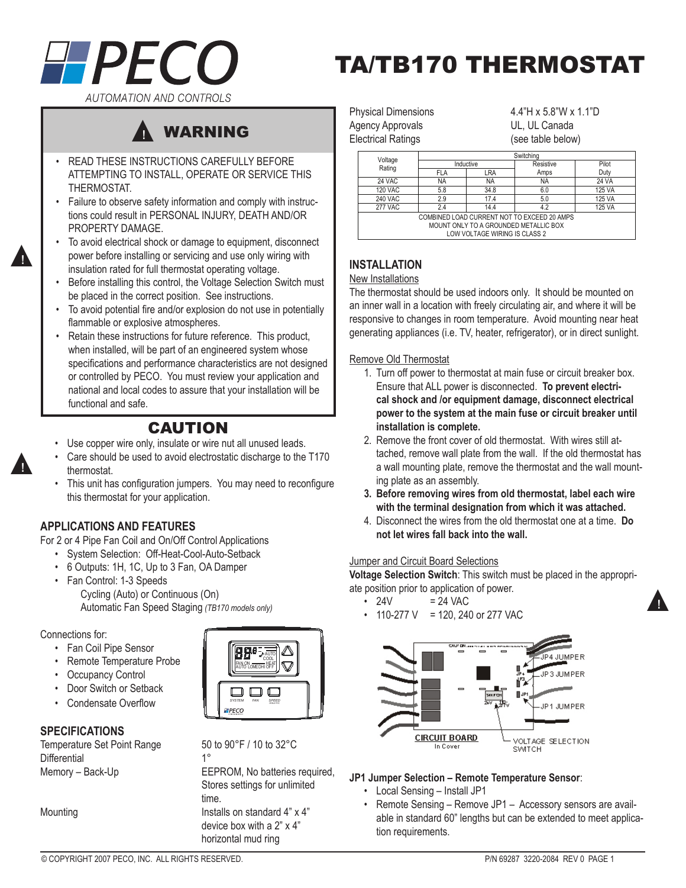# TA/TB170 THERMOSTAT

PECO AUTOMATION AND CONTROLS

## WARNING

- READ THESE INSTRUCTIONS CAREFULLY BEFORE ATTEMPTING TO INSTALL, OPERATE OR SERVICE THIS THERMOSTAT.
- Failure to observe safety information and comply with instructions could result in PERSONAL INJURY, DEATH AND/OR PROPERTY DAMAGE.
- To avoid electrical shock or damage to equipment, disconnect power before installing or servicing and use only wiring with insulation rated for full thermostat operating voltage.
- Before installing this control, the Voltage Selection Switch must be placed in the correct position. See instructions.
- To avoid potential fire and/or explosion do not use in potentially flammable or explosive atmospheres.
- Retain these instructions for future reference. This product, when installed, will be part of an engineered system whose specifications and performance characteristics are not designed or controlled by PECO. You must review your application and national and local codes to assure that your installation will be functional and safe.

## CAUTION

- Use copper wire only, insulate or wire nut all unused leads.
- Care should be used to avoid electrostatic discharge to the T170 thermostat.
- This unit has configuration jumpers. You may need to reconfigure this thermostat for your application.

## APPLICATIONS AND FEATURES

For 2 or 4 Pipe Fan Coil and On/Off Control Applications

- System Selection: Off-Heat-Cool-Auto-Setback
- 6 Outputs: 1H, 1C, Up to 3 Fan, OA Damper
- Fan Control: 1-3 Speeds
  Cycling (Auto) or Continuous (On)
  Automatic Fan Speed Staging *(TB170 models only)*

Connections for:

- Fan Coil Pipe Sensor
- Remote Temperature Probe
- Occupancy Control
- Door Switch or Setback
- Condensate Overflow

## SPECIFICATIONS

| | |
|---|---|
| Temperature Set Point Range | 50 to 90°F / 10 to 32°C |
| Differential | 1° |
| Memory – Back-Up | EEPROM, No batteries required, Stores settings for unlimited time. |
| Mounting | Installs on standard 4" x 4" device box with a 2" x 4" horizontal mud ring |
| Physical Dimensions | 4.4"H x 5.8"W x 1.1"D |
| Agency Approvals | UL, UL Canada |
| Electrical Ratings | (see table below) |

| Voltage Rating | Switching | | | |
|---|---|---|---|---|
| | Inductive | | Resistive | Pilot |
| | FLA | LRA | Amps | Duty |
| 24 VAC | NA | NA | NA | 24 VA |
| 120 VAC | 5.8 | 34.8 | 6.0 | 125 VA |
| 240 VAC | 2.9 | 17.4 | 5.0 | 125 VA |
| 277 VAC | 2.4 | 14.4 | 4.2 | 125 VA |

COMBINED LOAD CURRENT NOT TO EXCEED 20 AMPS
MOUNT ONLY TO A GROUNDED METALLIC BOX
LOW VOLTAGE WIRING IS CLASS 2

## INSTALLATION

### New Installations

The thermostat should be used indoors only. It should be mounted on an inner wall in a location with freely circulating air, and where it will be responsive to changes in room temperature. Avoid mounting near heat generating appliances (i.e. TV, heater, refrigerator), or in direct sunlight.

### Remove Old Thermostat

1. Turn off power to thermostat at main fuse or circuit breaker box. Ensure that ALL power is disconnected. **To prevent electrical shock and /or equipment damage, disconnect electrical power to the system at the main fuse or circuit breaker until installation is complete.**
2. Remove the front cover of old thermostat. With wires still attached, remove wall plate from the wall. If the old thermostat has a wall mounting plate, remove the thermostat and the wall mounting plate as an assembly.
3. **Before removing wires from old thermostat, label each wire with the terminal designation from which it was attached.**
4. Disconnect the wires from the old thermostat one at a time. **Do not let wires fall back into the wall.**

### Jumper and Circuit Board Selections

**Voltage Selection Switch**: This switch must be placed in the appropriate position prior to application of power.

- 24V = 24 VAC
- 110-277 V = 120, 240 or 277 VAC

JP4 JUMPER
JP3 JUMPER
JP1 JUMPER
CIRCUIT BOARD In Cover
VOLTAGE SELECTION SWITCH

**JP1 Jumper Selection – Remote Temperature Sensor**:

- Local Sensing – Install JP1
- Remote Sensing – Remove JP1 – Accessory sensors are available in standard 60" lengths but can be extended to meet application requirements.

© COPYRIGHT 2007 PECO, INC. ALL RIGHTS RESERVED. P/N 69287 3220-2084 REV 0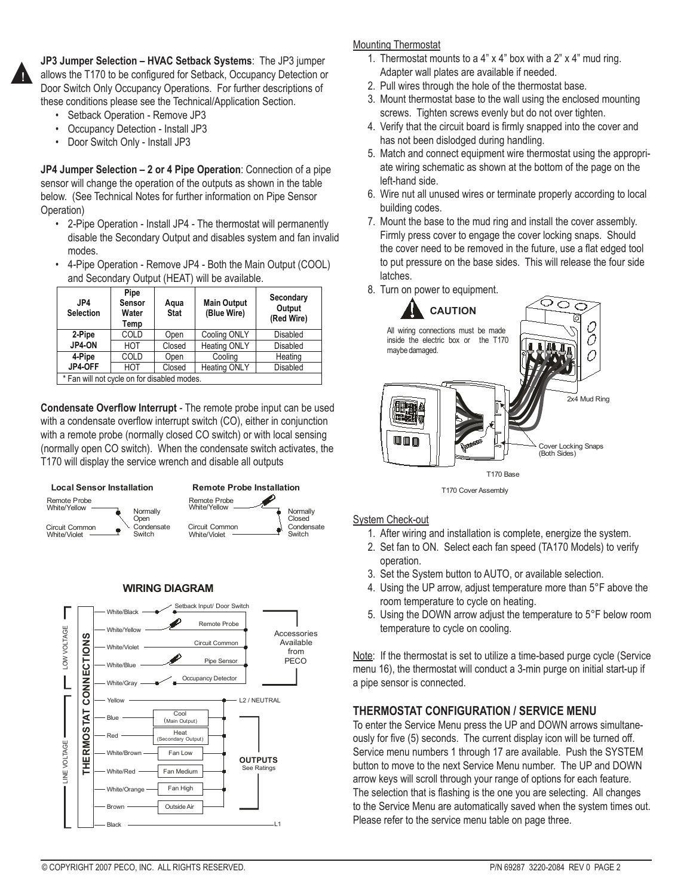**JP3 Jumper Selection – HVAC Setback Systems**: The JP3 jumper allows the T170 to be configured for Setback, Occupancy Detection or Door Switch Only Occupancy Operations. For further descriptions of these conditions please see the Technical/Application Section.

- Setback Operation - Remove JP3
- Occupancy Detection - Install JP3
- Door Switch Only - Install JP3

**JP4 Jumper Selection – 2 or 4 Pipe Operation**: Connection of a pipe sensor will change the operation of the outputs as shown in the table below. (See Technical Notes for further information on Pipe Sensor Operation)

- 2-Pipe Operation - Install JP4 - The thermostat will permanently disable the Secondary Output and disables system and fan invalid modes.
- 4-Pipe Operation - Remove JP4 - Both the Main Output (COOL) and Secondary Output (HEAT) will be available.

| JP4 Selection | Pipe Sensor Water Temp | Aqua Stat | Main Output (Blue Wire) | Secondary Output (Red Wire) |
|---|---|---|---|---|
| 2-Pipe JP4-ON | COLD | Open | Cooling ONLY | Disabled |
| | HOT | Closed | Heating ONLY | Disabled |
| 4-Pipe JP4-OFF | COLD | Open | Cooling | Heating |
| | HOT | Closed | Heating ONLY | Disabled |
| * Fan will not cycle on for disabled modes. | | | | |

**Condensate Overflow Interrupt** - The remote probe input can be used with a condensate overflow interrupt switch (CO), either in conjunction with a remote probe (normally closed CO switch) or with local sensing (normally open CO switch). When the condensate switch activates, the T170 will display the service wrench and disable all outputs

**Local Sensor Installation**

Remote Probe White/Yellow — Normally Open Condensate Switch — Circuit Common White/Violet

**Remote Probe Installation**

Remote Probe White/Yellow — Normally Closed Condensate Switch — Circuit Common White/Violet

**WIRING DIAGRAM**

THERMOSTAT CONNECTIONS

LOW VOLTAGE:
- White/Black — Setback Input/ Door Switch
- White/Yellow — Remote Probe
- White/Violet — Circuit Common
- White/Blue — Pipe Sensor
- White/Gray — Occupancy Detector

Accessories Available from PECO

LINE VOLTAGE:
- Yellow — L2 / NEUTRAL
- Blue — Cool (Main Output)
- Red — Heat (Secondary Output)
- White/Brown — Fan Low
- White/Red — Fan Medium
- White/Orange — Fan High
- Brown — Outside Air
- Black — L1

OUTPUTS See Ratings

Mounting Thermostat

1. Thermostat mounts to a 4" x 4" box with a 2" x 4" mud ring. Adapter wall plates are available if needed.
2. Pull wires through the hole of the thermostat base.
3. Mount thermostat base to the wall using the enclosed mounting screws. Tighten screws evenly but do not over tighten.
4. Verify that the circuit board is firmly snapped into the cover and has not been dislodged during handling.
5. Match and connect equipment wire thermostat using the appropriate wiring schematic as shown at the bottom of the page on the left-hand side.
6. Wire nut all unused wires or terminate properly according to local building codes.
7. Mount the base to the mud ring and install the cover assembly. Firmly press cover to engage the cover locking snaps. Should the cover need to be removed in the future, use a flat edged tool to put pressure on the base sides. This will release the four side latches.
8. Turn on power to equipment.

**CAUTION**

All wiring connections must be made inside the electric box or the T170 maybe damaged.

2x4 Mud Ring

Cover Locking Snaps (Both Sides)

T170 Base

T170 Cover Assembly

System Check-out

1. After wiring and installation is complete, energize the system.
2. Set fan to ON. Select each fan speed (TA170 Models) to verify operation.
3. Set the System button to AUTO, or available selection.
4. Using the UP arrow, adjust temperature more than 5°F above the room temperature to cycle on heating.
5. Using the DOWN arrow adjust the temperature to 5°F below room temperature to cycle on cooling.

Note: If the thermostat is set to utilize a time-based purge cycle (Service menu 16), the thermostat will conduct a 3-min purge on initial start-up if a pipe sensor is connected.

## THERMOSTAT CONFIGURATION / SERVICE MENU

To enter the Service Menu press the UP and DOWN arrows simultaneously for five (5) seconds. The current display icon will be turned off. Service menu numbers 1 through 17 are available. Push the SYSTEM button to move to the next Service Menu number. The UP and DOWN arrow keys will scroll through your range of options for each feature. The selection that is flashing is the one you are selecting. All changes to the Service Menu are automatically saved when the system times out. Please refer to the service menu table on page three.

© COPYRIGHT 2007 PECO, INC. ALL RIGHTS RESERVED.

P/N 69287 3220-2084 REV 0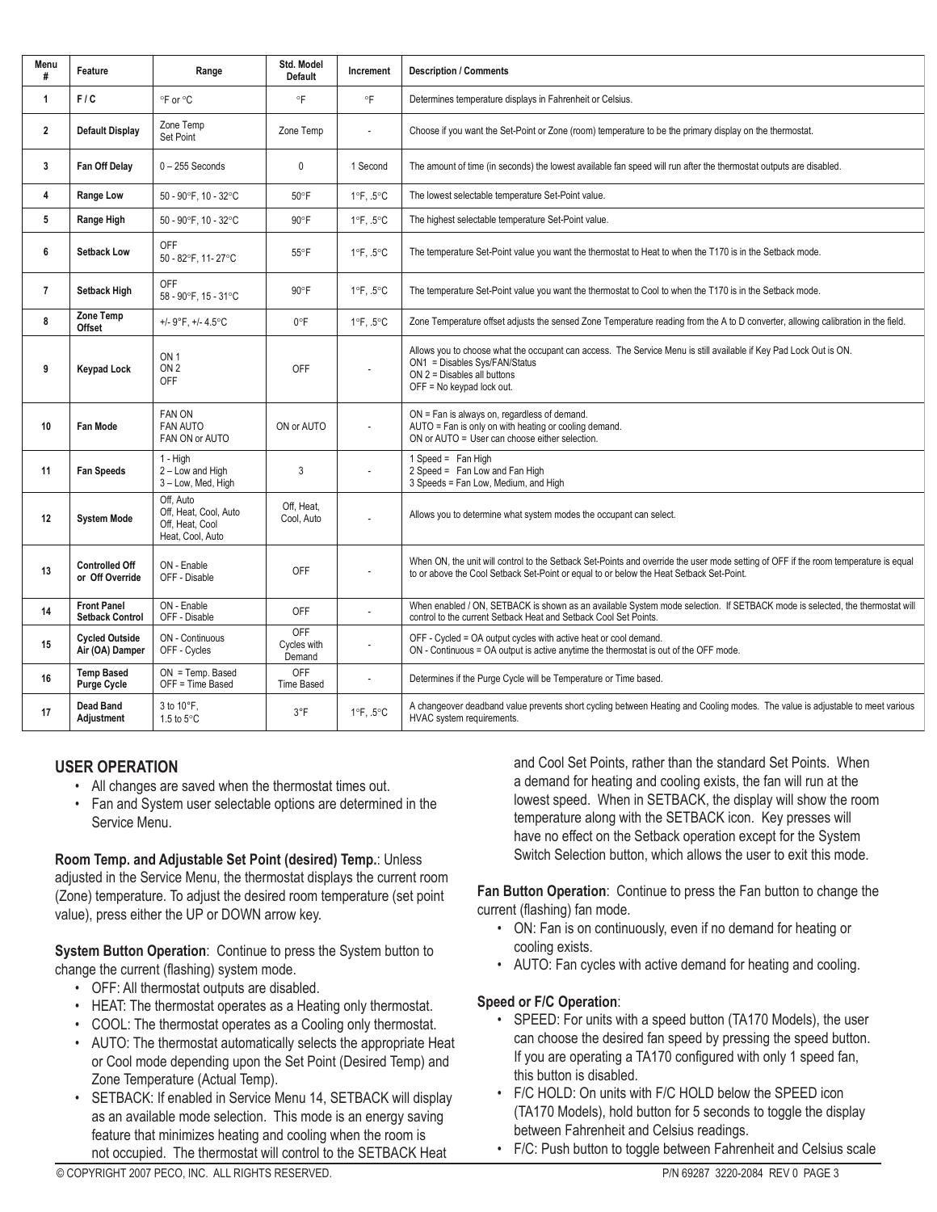| Menu # | Feature | Range | Std. Model Default | Increment | Description / Comments |
|---|---|---|---|---|---|
| 1 | F / C | °F or °C | °F | °F | Determines temperature displays in Fahrenheit or Celsius. |
| 2 | Default Display | Zone Temp<br>Set Point | Zone Temp | - | Choose if you want the Set-Point or Zone (room) temperature to be the primary display on the thermostat. |
| 3 | Fan Off Delay | 0 – 255 Seconds | 0 | 1 Second | The amount of time (in seconds) the lowest available fan speed will run after the thermostat outputs are disabled. |
| 4 | Range Low | 50 - 90°F, 10 - 32°C | 50°F | 1°F, .5°C | The lowest selectable temperature Set-Point value. |
| 5 | Range High | 50 - 90°F, 10 - 32°C | 90°F | 1°F, .5°C | The highest selectable temperature Set-Point value. |
| 6 | Setback Low | OFF<br>50 - 82°F, 11- 27°C | 55°F | 1°F, .5°C | The temperature Set-Point value you want the thermostat to Heat to when the T170 is in the Setback mode. |
| 7 | Setback High | OFF<br>58 - 90°F, 15 - 31°C | 90°F | 1°F, .5°C | The temperature Set-Point value you want the thermostat to Cool to when the T170 is in the Setback mode. |
| 8 | Zone Temp Offset | +/- 9°F, +/- 4.5°C | 0°F | 1°F, .5°C | Zone Temperature offset adjusts the sensed Zone Temperature reading from the A to D converter, allowing calibration in the field. |
| 9 | Keypad Lock | ON 1<br>ON 2<br>OFF | OFF | - | Allows you to choose what the occupant can access. The Service Menu is still available if Key Pad Lock Out is ON.<br>ON1 = Disables Sys/FAN/Status<br>ON 2 = Disables all buttons<br>OFF = No keypad lock out. |
| 10 | Fan Mode | FAN ON<br>FAN AUTO<br>FAN ON or AUTO | ON or AUTO | - | ON = Fan is always on, regardless of demand.<br>AUTO = Fan is only on with heating or cooling demand.<br>ON or AUTO = User can choose either selection. |
| 11 | Fan Speeds | 1 - High<br>2 – Low and High<br>3 – Low, Med, High | 3 | - | 1 Speed = Fan High<br>2 Speed = Fan Low and Fan High<br>3 Speeds = Fan Low, Medium, and High |
| 12 | System Mode | Off, Auto<br>Off, Heat, Cool, Auto<br>Off, Heat, Cool<br>Heat, Cool, Auto | Off, Heat, Cool, Auto | - | Allows you to determine what system modes the occupant can select. |
| 13 | Controlled Off or Off Override | ON - Enable<br>OFF - Disable | OFF | - | When ON, the unit will control to the Setback Set-Points and override the user mode setting of OFF if the room temperature is equal to or above the Cool Setback Set-Point or equal to or below the Heat Setback Set-Point. |
| 14 | Front Panel Setback Control | ON - Enable<br>OFF - Disable | OFF | - | When enabled / ON, SETBACK is shown as an available System mode selection. If SETBACK mode is selected, the thermostat will control to the current Setback Heat and Setback Cool Set Points. |
| 15 | Cycled Outside Air (OA) Damper | ON - Continuous<br>OFF - Cycles | OFF<br>Cycles with Demand | - | OFF - Cycled = OA output cycles with active heat or cool demand.<br>ON - Continuous = OA output is active anytime the thermostat is out of the OFF mode. |
| 16 | Temp Based Purge Cycle | ON = Temp. Based<br>OFF = Time Based | OFF<br>Time Based | - | Determines if the Purge Cycle will be Temperature or Time based. |
| 17 | Dead Band Adjustment | 3 to 10°F,<br>1.5 to 5°C | 3°F | 1°F, .5°C | A changeover deadband value prevents short cycling between Heating and Cooling modes. The value is adjustable to meet various HVAC system requirements. |

## USER OPERATION

- All changes are saved when the thermostat times out.
- Fan and System user selectable options are determined in the Service Menu.

**Room Temp. and Adjustable Set Point (desired) Temp.**: Unless adjusted in the Service Menu, the thermostat displays the current room (Zone) temperature. To adjust the desired room temperature (set point value), press either the UP or DOWN arrow key.

**System Button Operation**: Continue to press the System button to change the current (flashing) system mode.

- OFF: All thermostat outputs are disabled.
- HEAT: The thermostat operates as a Heating only thermostat.
- COOL: The thermostat operates as a Cooling only thermostat.
- AUTO: The thermostat automatically selects the appropriate Heat or Cool mode depending upon the Set Point (Desired Temp) and Zone Temperature (Actual Temp).
- SETBACK: If enabled in Service Menu 14, SETBACK will display as an available mode selection. This mode is an energy saving feature that minimizes heating and cooling when the room is not occupied. The thermostat will control to the SETBACK Heat and Cool Set Points, rather than the standard Set Points. When a demand for heating and cooling exists, the fan will run at the lowest speed. When in SETBACK, the display will show the room temperature along with the SETBACK icon. Key presses will have no effect on the Setback operation except for the System Switch Selection button, which allows the user to exit this mode.

**Fan Button Operation**: Continue to press the Fan button to change the current (flashing) fan mode.

- ON: Fan is on continuously, even if no demand for heating or cooling exists.
- AUTO: Fan cycles with active demand for heating and cooling.

**Speed or F/C Operation**:

- SPEED: For units with a speed button (TA170 Models), the user can choose the desired fan speed by pressing the speed button. If you are operating a TA170 configured with only 1 speed fan, this button is disabled.
- F/C HOLD: On units with F/C HOLD below the SPEED icon (TA170 Models), hold button for 5 seconds to toggle the display between Fahrenheit and Celsius readings.
- F/C: Push button to toggle between Fahrenheit and Celsius scale

© COPYRIGHT 2007 PECO, INC. ALL RIGHTS RESERVED.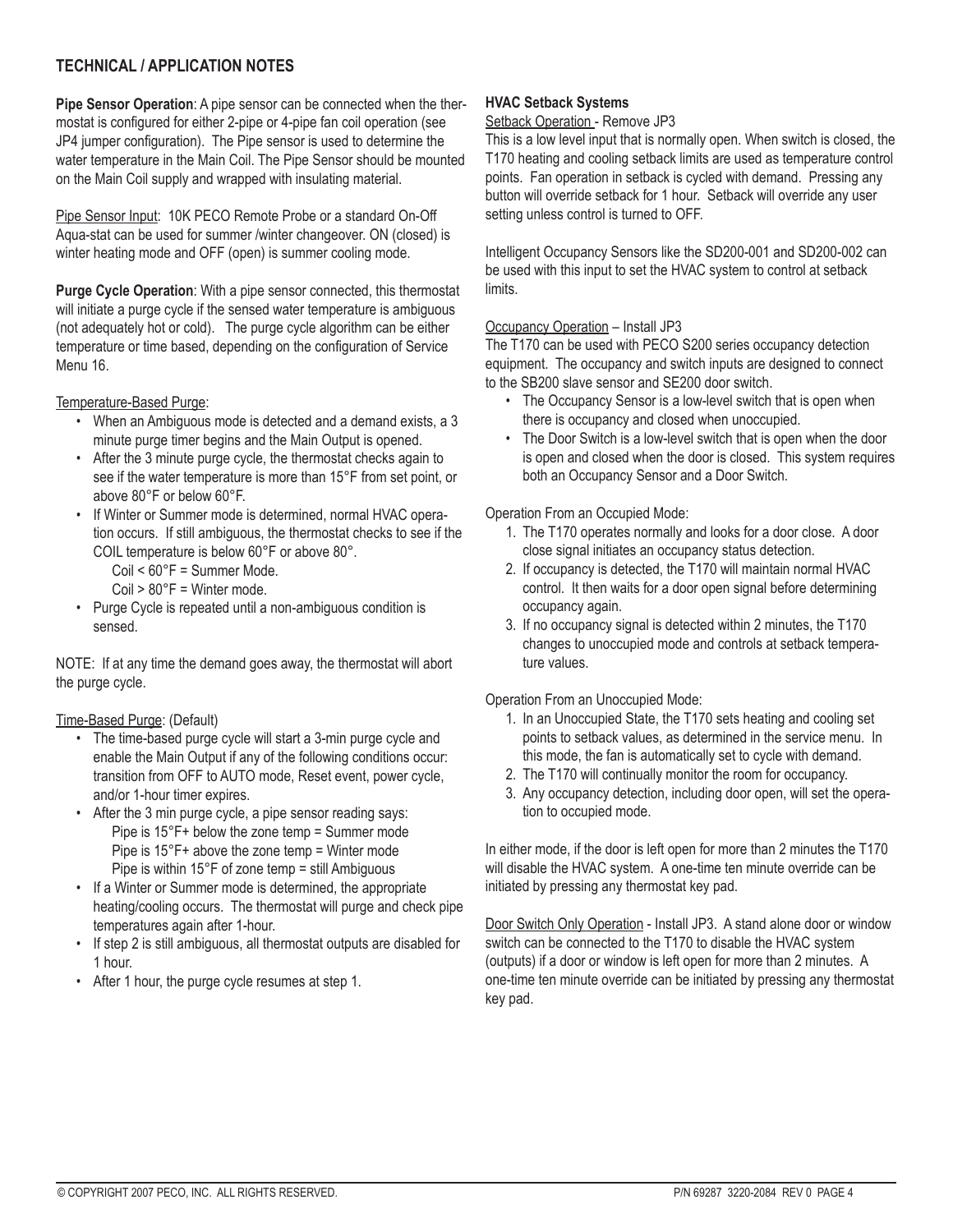## TECHNICAL / APPLICATION NOTES

**Pipe Sensor Operation**: A pipe sensor can be connected when the thermostat is configured for either 2-pipe or 4-pipe fan coil operation (see JP4 jumper configuration). The Pipe sensor is used to determine the water temperature in the Main Coil. The Pipe Sensor should be mounted on the Main Coil supply and wrapped with insulating material.

Pipe Sensor Input: 10K PECO Remote Probe or a standard On-Off Aqua-stat can be used for summer /winter changeover. ON (closed) is winter heating mode and OFF (open) is summer cooling mode.

**Purge Cycle Operation**: With a pipe sensor connected, this thermostat will initiate a purge cycle if the sensed water temperature is ambiguous (not adequately hot or cold). The purge cycle algorithm can be either temperature or time based, depending on the configuration of Service Menu 16.

Temperature-Based Purge:

- When an Ambiguous mode is detected and a demand exists, a 3 minute purge timer begins and the Main Output is opened.
- After the 3 minute purge cycle, the thermostat checks again to see if the water temperature is more than 15°F from set point, or above 80°F or below 60°F.
- If Winter or Summer mode is determined, normal HVAC operation occurs. If still ambiguous, the thermostat checks to see if the COIL temperature is below 60°F or above 80°.
  Coil < 60°F = Summer Mode.
  Coil > 80°F = Winter mode.
- Purge Cycle is repeated until a non-ambiguous condition is sensed.

NOTE: If at any time the demand goes away, the thermostat will abort the purge cycle.

Time-Based Purge: (Default)

- The time-based purge cycle will start a 3-min purge cycle and enable the Main Output if any of the following conditions occur: transition from OFF to AUTO mode, Reset event, power cycle, and/or 1-hour timer expires.
- After the 3 min purge cycle, a pipe sensor reading says:
  Pipe is 15°F+ below the zone temp = Summer mode
  Pipe is 15°F+ above the zone temp = Winter mode
  Pipe is within 15°F of zone temp = still Ambiguous
- If a Winter or Summer mode is determined, the appropriate heating/cooling occurs. The thermostat will purge and check pipe temperatures again after 1-hour.
- If step 2 is still ambiguous, all thermostat outputs are disabled for 1 hour.
- After 1 hour, the purge cycle resumes at step 1.

**HVAC Setback Systems**

Setback Operation - Remove JP3

This is a low level input that is normally open. When switch is closed, the T170 heating and cooling setback limits are used as temperature control points. Fan operation in setback is cycled with demand. Pressing any button will override setback for 1 hour. Setback will override any user setting unless control is turned to OFF.

Intelligent Occupancy Sensors like the SD200-001 and SD200-002 can be used with this input to set the HVAC system to control at setback limits.

Occupancy Operation – Install JP3

The T170 can be used with PECO S200 series occupancy detection equipment. The occupancy and switch inputs are designed to connect to the SB200 slave sensor and SE200 door switch.

- The Occupancy Sensor is a low-level switch that is open when there is occupancy and closed when unoccupied.
- The Door Switch is a low-level switch that is open when the door is open and closed when the door is closed. This system requires both an Occupancy Sensor and a Door Switch.

Operation From an Occupied Mode:

1. The T170 operates normally and looks for a door close. A door close signal initiates an occupancy status detection.
2. If occupancy is detected, the T170 will maintain normal HVAC control. It then waits for a door open signal before determining occupancy again.
3. If no occupancy signal is detected within 2 minutes, the T170 changes to unoccupied mode and controls at setback temperature values.

Operation From an Unoccupied Mode:

1. In an Unoccupied State, the T170 sets heating and cooling set points to setback values, as determined in the service menu. In this mode, the fan is automatically set to cycle with demand.
2. The T170 will continually monitor the room for occupancy.
3. Any occupancy detection, including door open, will set the operation to occupied mode.

In either mode, if the door is left open for more than 2 minutes the T170 will disable the HVAC system. A one-time ten minute override can be initiated by pressing any thermostat key pad.

Door Switch Only Operation - Install JP3. A stand alone door or window switch can be connected to the T170 to disable the HVAC system (outputs) if a door or window is left open for more than 2 minutes. A one-time ten minute override can be initiated by pressing any thermostat key pad.